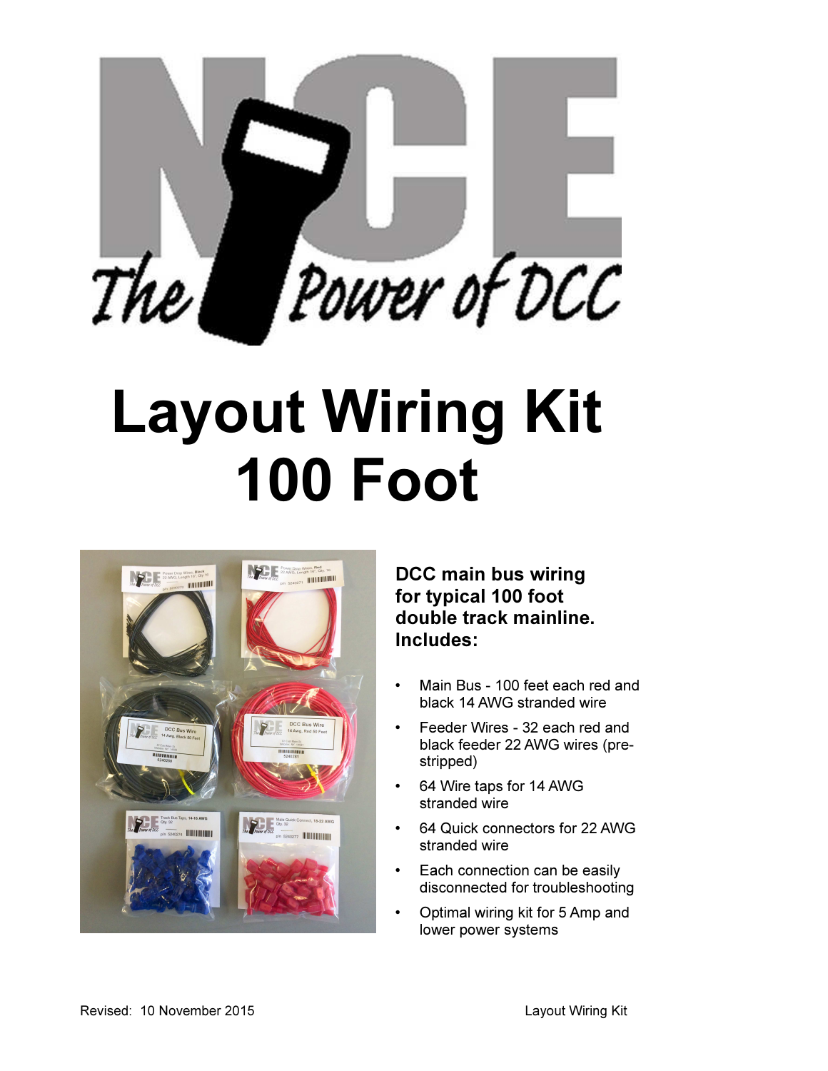# Layout Wiring Kit 100 Foot

**DCC main bus wiring for typical 100 foot double track mainline. Includes:**

- Main Bus - 100 feet each red and black 14 AWG stranded wire
- Feeder Wires - 32 each red and black feeder 22 AWG wires (pre-stripped)
- 64 Wire taps for 14 AWG stranded wire
- 64 Quick connectors for 22 AWG stranded wire
- Each connection can be easily disconnected for troubleshooting
- Optimal wiring kit for 5 Amp and lower power systems

Revised: 10 November 2015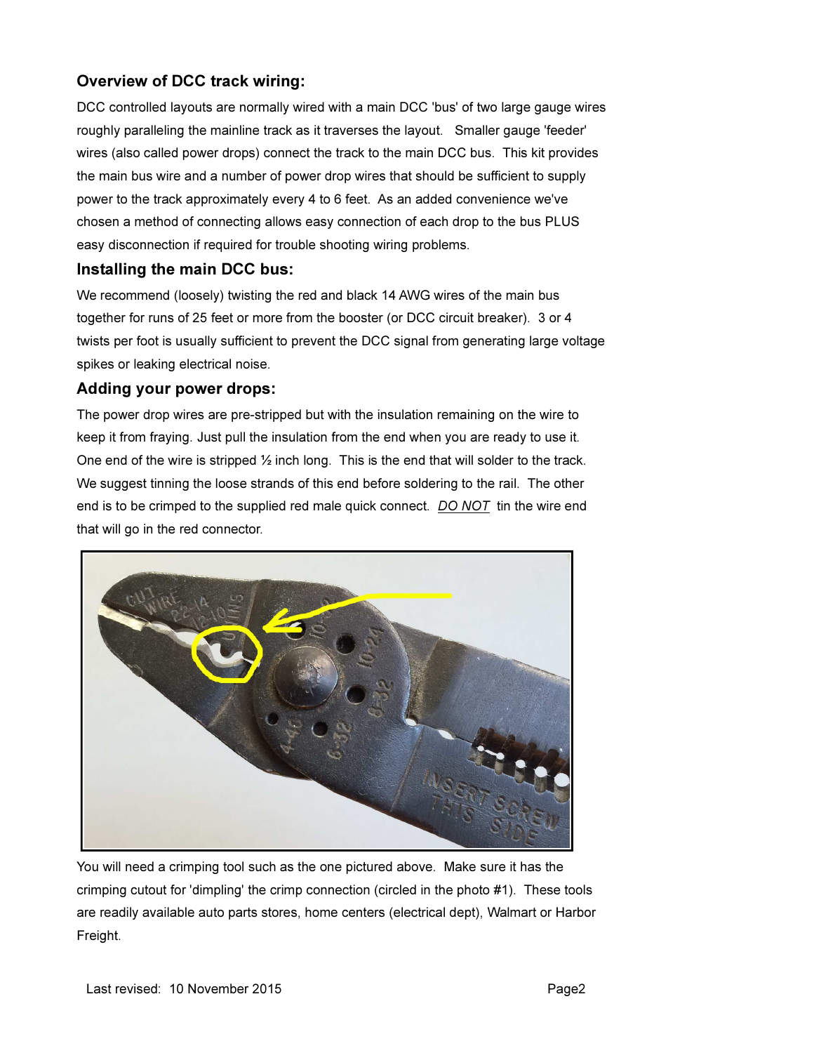### Overview of DCC track wiring:

DCC controlled layouts are normally wired with a main DCC 'bus' of two large gauge wires roughly paralleling the mainline track as it traverses the layout. Smaller gauge 'feeder' wires (also called power drops) connect the track to the main DCC bus. This kit provides the main bus wire and a number of power drop wires that should be sufficient to supply power to the track approximately every 4 to 6 feet. As an added convenience we've chosen a method of connecting allows easy connection of each drop to the bus PLUS easy disconnection if required for trouble shooting wiring problems.

### Installing the main DCC bus:

We recommend (loosely) twisting the red and black 14 AWG wires of the main bus together for runs of 25 feet or more from the booster (or DCC circuit breaker). 3 or 4 twists per foot is usually sufficient to prevent the DCC signal from generating large voltage spikes or leaking electrical noise.

### Adding your power drops:

The power drop wires are pre-stripped but with the insulation remaining on the wire to keep it from fraying. Just pull the insulation from the end when you are ready to use it. One end of the wire is stripped ½ inch long. This is the end that will solder to the track. We suggest tinning the loose strands of this end before soldering to the rail. The other end is to be crimped to the supplied red male quick connect. <u>*DO NOT*</u> tin the wire end that will go in the red connector.

You will need a crimping tool such as the one pictured above. Make sure it has the crimping cutout for 'dimpling' the crimp connection (circled in the photo #1). These tools are readily available auto parts stores, home centers (electrical dept), Walmart or Harbor Freight.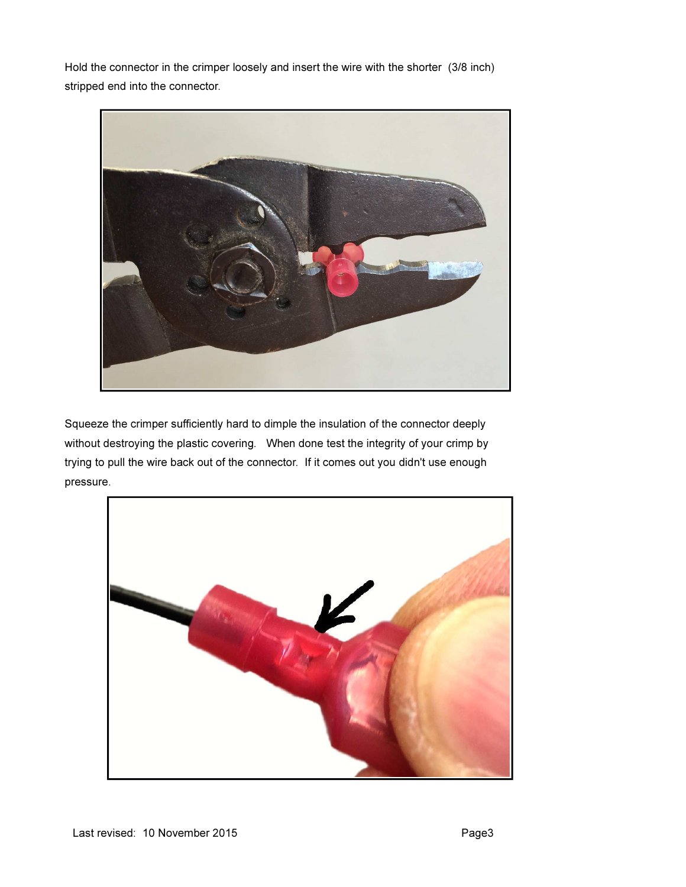Hold the connector in the crimper loosely and insert the wire with the shorter (3/8 inch) stripped end into the connector.

Squeeze the crimper sufficiently hard to dimple the insulation of the connector deeply without destroying the plastic covering. When done test the integrity of your crimp by trying to pull the wire back out of the connector. If it comes out you didn't use enough pressure.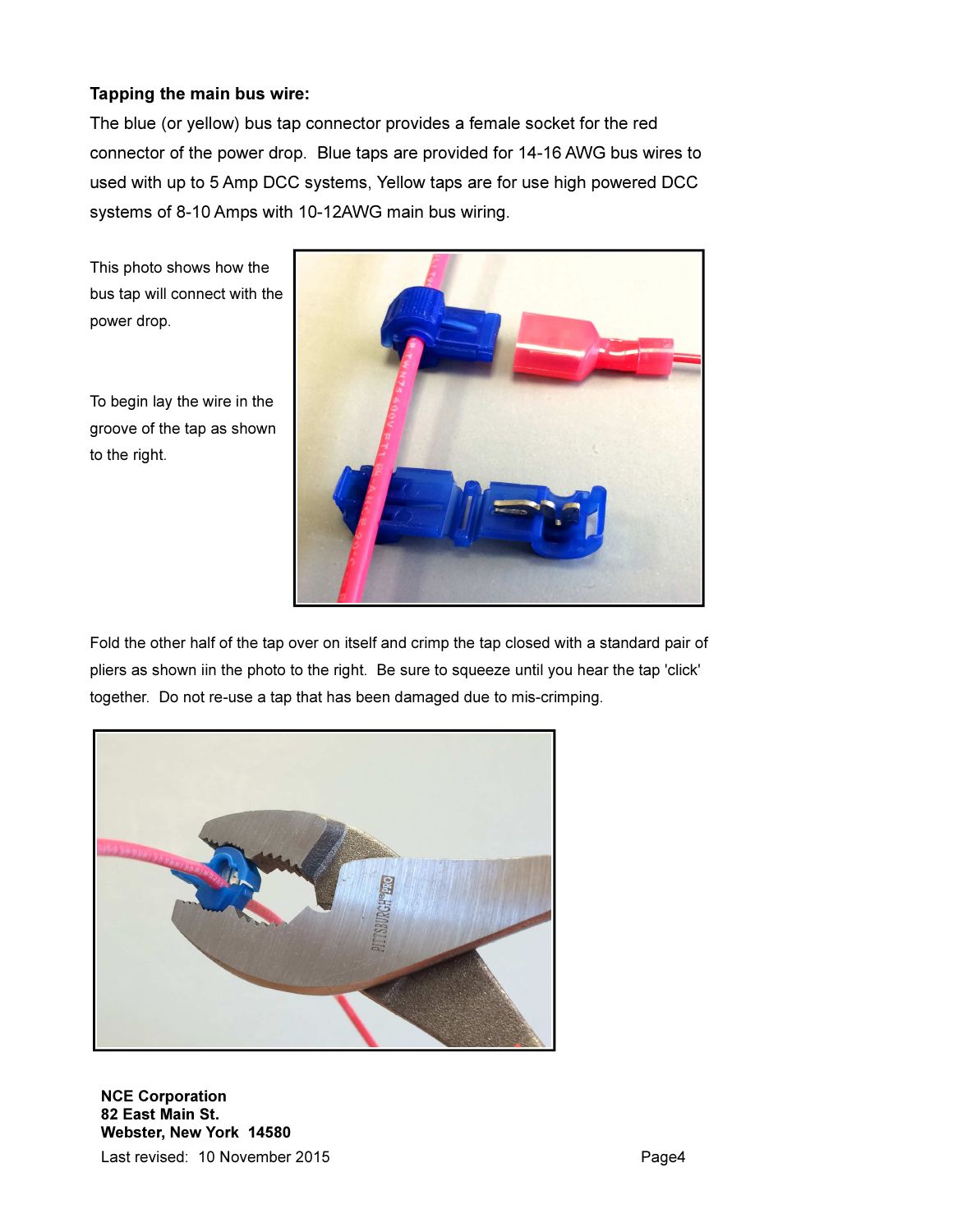**Tapping the main bus wire:**

The blue (or yellow) bus tap connector provides a female socket for the red connector of the power drop. Blue taps are provided for 14-16 AWG bus wires to used with up to 5 Amp DCC systems, Yellow taps are for use high powered DCC systems of 8-10 Amps with 10-12AWG main bus wiring.

This photo shows how the bus tap will connect with the power drop.

To begin lay the wire in the groove of the tap as shown to the right.

Fold the other half of the tap over on itself and crimp the tap closed with a standard pair of pliers as shown iin the photo to the right. Be sure to squeeze until you hear the tap 'click' together. Do not re-use a tap that has been damaged due to mis-crimping.

**NCE Corporation**
**82 East Main St.**
**Webster, New York 14580**

Last revised: 10 November 2015